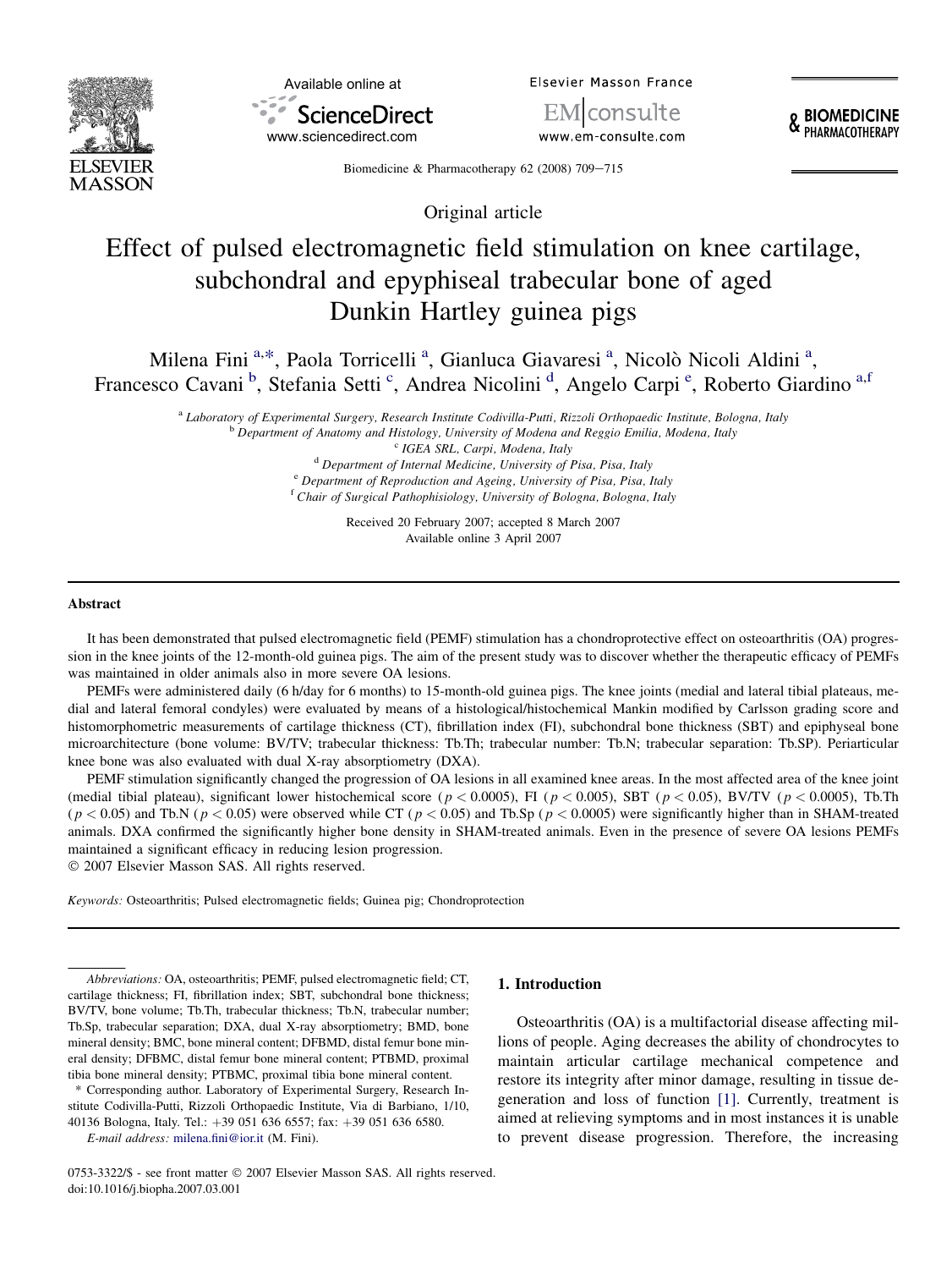Original article

# Effect of pulsed electromagnetic field stimulation on knee cartilage, subchondral and epyphiseal trabecular bone of aged Dunkin Hartley guinea pigs

Milena Fini [a,*], Paola Torricelli [a], Gianluca Giavaresi [a], Nicolò Nicoli Aldini [a], Francesco Cavani [b], Stefania Setti [c], Andrea Nicolini [d], Angelo Carpi [e], Roberto Giardino [a,f]

[a] *Laboratory of Experimental Surgery, Research Institute Codivilla-Putti, Rizzoli Orthopaedic Institute, Bologna, Italy*
[b] *Department of Anatomy and Histology, University of Modena and Reggio Emilia, Modena, Italy*
[c] *IGEA SRL, Carpi, Modena, Italy*
[d] *Department of Internal Medicine, University of Pisa, Pisa, Italy*
[e] *Department of Reproduction and Ageing, University of Pisa, Pisa, Italy*
[f] *Chair of Surgical Pathophisiology, University of Bologna, Bologna, Italy*

Received 20 February 2007; accepted 8 March 2007
Available online 3 April 2007

## Abstract

It has been demonstrated that pulsed electromagnetic field (PEMF) stimulation has a chondroprotective effect on osteoarthritis (OA) progression in the knee joints of the 12-month-old guinea pigs. The aim of the present study was to discover whether the therapeutic efficacy of PEMFs was maintained in older animals also in more severe OA lesions.

PEMFs were administered daily (6 h/day for 6 months) to 15-month-old guinea pigs. The knee joints (medial and lateral tibial plateaus, medial and lateral femoral condyles) were evaluated by means of a histological/histochemical Mankin modified by Carlsson grading score and histomorphometric measurements of cartilage thickness (CT), fibrillation index (FI), subchondral bone thickness (SBT) and epiphyseal bone microarchitecture (bone volume: BV/TV; trabecular thickness: Tb.Th; trabecular number: Tb.N; trabecular separation: Tb.SP). Periarticular knee bone was also evaluated with dual X-ray absorptiometry (DXA).

PEMF stimulation significantly changed the progression of OA lesions in all examined knee areas. In the most affected area of the knee joint (medial tibial plateau), significant lower histochemical score ($p < 0.0005$), FI ($p < 0.005$), SBT ($p < 0.05$), BV/TV ($p < 0.0005$), Tb.Th ($p < 0.05$) and Tb.N ($p < 0.05$) were observed while CT ($p < 0.05$) and Tb.Sp ($p < 0.0005$) were significantly higher than in SHAM-treated animals. DXA confirmed the significantly higher bone density in SHAM-treated animals. Even in the presence of severe OA lesions PEMFs maintained a significant efficacy in reducing lesion progression.

© 2007 Elsevier Masson SAS. All rights reserved.

*Keywords:* Osteoarthritis; Pulsed electromagnetic fields; Guinea pig; Chondroprotection

## 1. Introduction

Osteoarthritis (OA) is a multifactorial disease affecting millions of people. Aging decreases the ability of chondrocytes to maintain articular cartilage mechanical competence and restore its integrity after minor damage, resulting in tissue degeneration and loss of function [1]. Currently, treatment is aimed at relieving symptoms and in most instances it is unable to prevent disease progression. Therefore, the increasing

*Abbreviations:* OA, osteoarthritis; PEMF, pulsed electromagnetic field; CT, cartilage thickness; FI, fibrillation index; SBT, subchondral bone thickness; BV/TV, bone volume; Tb.Th, trabecular thickness; Tb.N, trabecular number; Tb.Sp, trabecular separation; DXA, dual X-ray absorptiometry; BMD, bone mineral density; BMC, bone mineral content; DFBMD, distal femur bone mineral density; DFBMC, distal femur bone mineral content; PTBMD, proximal tibia bone mineral density; PTBMC, proximal tibia bone mineral content.

\* Corresponding author. Laboratory of Experimental Surgery, Research Institute Codivilla-Putti, Rizzoli Orthopaedic Institute, Via di Barbiano, 1/10, 40136 Bologna, Italy. Tel.: +39 051 636 6557; fax: +39 051 636 6580.

*E-mail address:* milena.fini@ior.it (M. Fini).

0753-3322/$ - see front matter © 2007 Elsevier Masson SAS. All rights reserved.
doi:10.1016/j.biopha.2007.03.001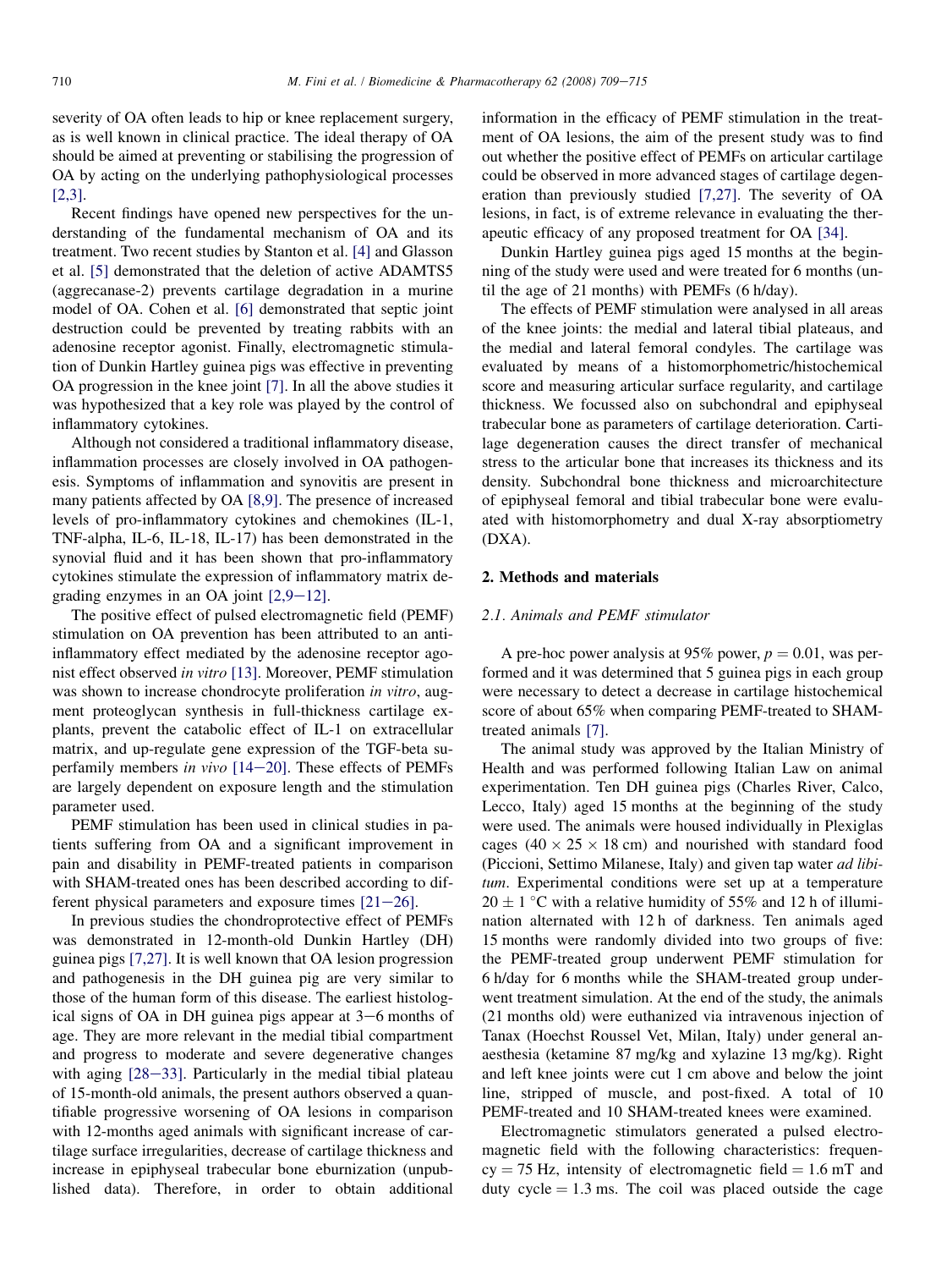severity of OA often leads to hip or knee replacement surgery, as is well known in clinical practice. The ideal therapy of OA should be aimed at preventing or stabilising the progression of OA by acting on the underlying pathophysiological processes [2,3].

Recent findings have opened new perspectives for the understanding of the fundamental mechanism of OA and its treatment. Two recent studies by Stanton et al. [4] and Glasson et al. [5] demonstrated that the deletion of active ADAMTS5 (aggrecanase-2) prevents cartilage degradation in a murine model of OA. Cohen et al. [6] demonstrated that septic joint destruction could be prevented by treating rabbits with an adenosine receptor agonist. Finally, electromagnetic stimulation of Dunkin Hartley guinea pigs was effective in preventing OA progression in the knee joint [7]. In all the above studies it was hypothesized that a key role was played by the control of inflammatory cytokines.

Although not considered a traditional inflammatory disease, inflammation processes are closely involved in OA pathogenesis. Symptoms of inflammation and synovitis are present in many patients affected by OA [8,9]. The presence of increased levels of pro-inflammatory cytokines and chemokines (IL-1, TNF-alpha, IL-6, IL-18, IL-17) has been demonstrated in the synovial fluid and it has been shown that pro-inflammatory cytokines stimulate the expression of inflammatory matrix degrading enzymes in an OA joint [2,9–12].

The positive effect of pulsed electromagnetic field (PEMF) stimulation on OA prevention has been attributed to an anti-inflammatory effect mediated by the adenosine receptor agonist effect observed *in vitro* [13]. Moreover, PEMF stimulation was shown to increase chondrocyte proliferation *in vitro*, augment proteoglycan synthesis in full-thickness cartilage explants, prevent the catabolic effect of IL-1 on extracellular matrix, and up-regulate gene expression of the TGF-beta superfamily members *in vivo* [14–20]. These effects of PEMFs are largely dependent on exposure length and the stimulation parameter used.

PEMF stimulation has been used in clinical studies in patients suffering from OA and a significant improvement in pain and disability in PEMF-treated patients in comparison with SHAM-treated ones has been described according to different physical parameters and exposure times [21–26].

In previous studies the chondroprotective effect of PEMFs was demonstrated in 12-month-old Dunkin Hartley (DH) guinea pigs [7,27]. It is well known that OA lesion progression and pathogenesis in the DH guinea pig are very similar to those of the human form of this disease. The earliest histological signs of OA in DH guinea pigs appear at 3–6 months of age. They are more relevant in the medial tibial compartment and progress to moderate and severe degenerative changes with aging [28–33]. Particularly in the medial tibial plateau of 15-month-old animals, the present authors observed a quantifiable progressive worsening of OA lesions in comparison with 12-months aged animals with significant increase of cartilage surface irregularities, decrease of cartilage thickness and increase in epiphyseal trabecular bone eburnization (unpublished data). Therefore, in order to obtain additional information in the efficacy of PEMF stimulation in the treatment of OA lesions, the aim of the present study was to find out whether the positive effect of PEMFs on articular cartilage could be observed in more advanced stages of cartilage degeneration than previously studied [7,27]. The severity of OA lesions, in fact, is of extreme relevance in evaluating the therapeutic efficacy of any proposed treatment for OA [34].

Dunkin Hartley guinea pigs aged 15 months at the beginning of the study were used and were treated for 6 months (until the age of 21 months) with PEMFs (6 h/day).

The effects of PEMF stimulation were analysed in all areas of the knee joints: the medial and lateral tibial plateaus, and the medial and lateral femoral condyles. The cartilage was evaluated by means of a histomorphometric/histochemical score and measuring articular surface regularity, and cartilage thickness. We focussed also on subchondral and epiphyseal trabecular bone as parameters of cartilage deterioration. Cartilage degeneration causes the direct transfer of mechanical stress to the articular bone that increases its thickness and its density. Subchondral bone thickness and microarchitecture of epiphyseal femoral and tibial trabecular bone were evaluated with histomorphometry and dual X-ray absorptiometry (DXA).

## 2. Methods and materials

### 2.1. Animals and PEMF stimulator

A pre-hoc power analysis at 95% power, $p = 0.01$, was performed and it was determined that 5 guinea pigs in each group were necessary to detect a decrease in cartilage histochemical score of about 65% when comparing PEMF-treated to SHAM-treated animals [7].

The animal study was approved by the Italian Ministry of Health and was performed following Italian Law on animal experimentation. Ten DH guinea pigs (Charles River, Calco, Lecco, Italy) aged 15 months at the beginning of the study were used. The animals were housed individually in Plexiglas cages ($40 \times 25 \times 18$ cm) and nourished with standard food (Piccioni, Settimo Milanese, Italy) and given tap water *ad libitum*. Experimental conditions were set up at a temperature $20 \pm 1$ °C with a relative humidity of 55% and 12 h of illumination alternated with 12 h of darkness. Ten animals aged 15 months were randomly divided into two groups of five: the PEMF-treated group underwent PEMF stimulation for 6 h/day for 6 months while the SHAM-treated group underwent treatment simulation. At the end of the study, the animals (21 months old) were euthanized via intravenous injection of Tanax (Hoechst Roussel Vet, Milan, Italy) under general anaesthesia (ketamine 87 mg/kg and xylazine 13 mg/kg). Right and left knee joints were cut 1 cm above and below the joint line, stripped of muscle, and post-fixed. A total of 10 PEMF-treated and 10 SHAM-treated knees were examined.

Electromagnetic stimulators generated a pulsed electromagnetic field with the following characteristics: frequency = 75 Hz, intensity of electromagnetic field = 1.6 mT and duty cycle = 1.3 ms. The coil was placed outside the cage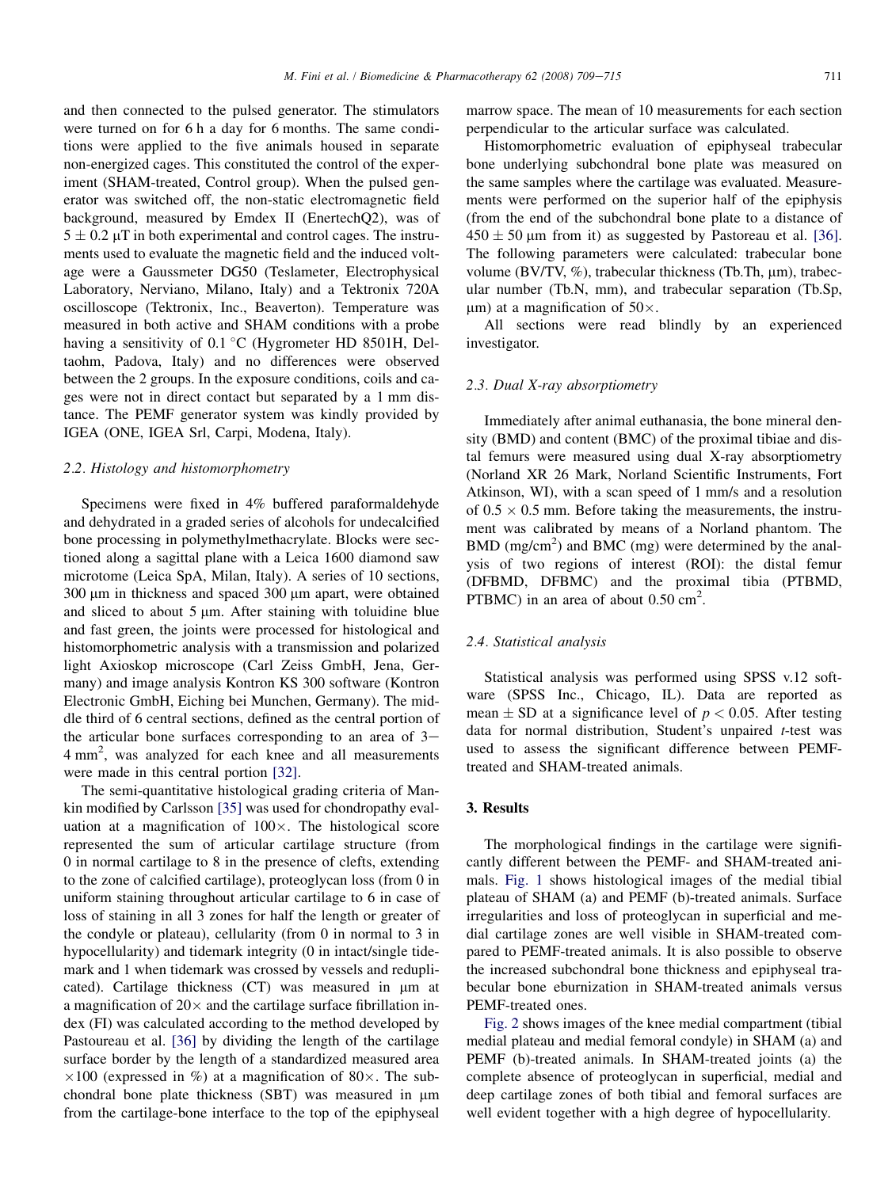and then connected to the pulsed generator. The stimulators were turned on for 6 h a day for 6 months. The same conditions were applied to the five animals housed in separate non-energized cages. This constituted the control of the experiment (SHAM-treated, Control group). When the pulsed generator was switched off, the non-static electromagnetic field background, measured by Emdex II (EnertechQ2), was of $5 \pm 0.2$ μT in both experimental and control cages. The instruments used to evaluate the magnetic field and the induced voltage were a Gaussmeter DG50 (Teslameter, Electrophysical Laboratory, Nerviano, Milano, Italy) and a Tektronix 720A oscilloscope (Tektronix, Inc., Beaverton). Temperature was measured in both active and SHAM conditions with a probe having a sensitivity of 0.1 °C (Hygrometer HD 8501H, Deltaohm, Padova, Italy) and no differences were observed between the 2 groups. In the exposure conditions, coils and cages were not in direct contact but separated by a 1 mm distance. The PEMF generator system was kindly provided by IGEA (ONE, IGEA Srl, Carpi, Modena, Italy).

### 2.2. Histology and histomorphometry

Specimens were fixed in 4% buffered paraformaldehyde and dehydrated in a graded series of alcohols for undecalcified bone processing in polymethylmethacrylate. Blocks were sectioned along a sagittal plane with a Leica 1600 diamond saw microtome (Leica SpA, Milan, Italy). A series of 10 sections, 300 μm in thickness and spaced 300 μm apart, were obtained and sliced to about 5 μm. After staining with toluidine blue and fast green, the joints were processed for histological and histomorphometric analysis with a transmission and polarized light Axioskop microscope (Carl Zeiss GmbH, Jena, Germany) and image analysis Kontron KS 300 software (Kontron Electronic GmbH, Eiching bei Munchen, Germany). The middle third of 6 central sections, defined as the central portion of the articular bone surfaces corresponding to an area of 3–4 mm$^2$, was analyzed for each knee and all measurements were made in this central portion [32].

The semi-quantitative histological grading criteria of Mankin modified by Carlsson [35] was used for chondropathy evaluation at a magnification of 100×. The histological score represented the sum of articular cartilage structure (from 0 in normal cartilage to 8 in the presence of clefts, extending to the zone of calcified cartilage), proteoglycan loss (from 0 in uniform staining throughout articular cartilage to 6 in case of loss of staining in all 3 zones for half the length or greater of the condyle or plateau), cellularity (from 0 in normal to 3 in hypocellularity) and tidemark integrity (0 in intact/single tidemark and 1 when tidemark was crossed by vessels and reduplicated). Cartilage thickness (CT) was measured in μm at a magnification of 20× and the cartilage surface fibrillation index (FI) was calculated according to the method developed by Pastoureau et al. [36] by dividing the length of the cartilage surface border by the length of a standardized measured area ×100 (expressed in %) at a magnification of 80×. The subchondral bone plate thickness (SBT) was measured in μm from the cartilage-bone interface to the top of the epiphyseal marrow space. The mean of 10 measurements for each section perpendicular to the articular surface was calculated.

Histomorphometric evaluation of epiphyseal trabecular bone underlying subchondral bone plate was measured on the same samples where the cartilage was evaluated. Measurements were performed on the superior half of the epiphysis (from the end of the subchondral bone plate to a distance of $450 \pm 50$ μm from it) as suggested by Pastoreau et al. [36]. The following parameters were calculated: trabecular bone volume (BV/TV, %), trabecular thickness (Tb.Th, μm), trabecular number (Tb.N, mm), and trabecular separation (Tb.Sp, μm) at a magnification of 50×.

All sections were read blindly by an experienced investigator.

### 2.3. Dual X-ray absorptiometry

Immediately after animal euthanasia, the bone mineral density (BMD) and content (BMC) of the proximal tibiae and distal femurs were measured using dual X-ray absorptiometry (Norland XR 26 Mark, Norland Scientific Instruments, Fort Atkinson, WI), with a scan speed of 1 mm/s and a resolution of 0.5 × 0.5 mm. Before taking the measurements, the instrument was calibrated by means of a Norland phantom. The BMD (mg/cm$^2$) and BMC (mg) were determined by the analysis of two regions of interest (ROI): the distal femur (DFBMD, DFBMC) and the proximal tibia (PTBMD, PTBMC) in an area of about 0.50 cm$^2$.

### 2.4. Statistical analysis

Statistical analysis was performed using SPSS v.12 software (SPSS Inc., Chicago, IL). Data are reported as mean ± SD at a significance level of $p < 0.05$. After testing data for normal distribution, Student's unpaired *t*-test was used to assess the significant difference between PEMF-treated and SHAM-treated animals.

## 3. Results

The morphological findings in the cartilage were significantly different between the PEMF- and SHAM-treated animals. Fig. 1 shows histological images of the medial tibial plateau of SHAM (a) and PEMF (b)-treated animals. Surface irregularities and loss of proteoglycan in superficial and medial cartilage zones are well visible in SHAM-treated compared to PEMF-treated animals. It is also possible to observe the increased subchondral bone thickness and epiphyseal trabecular bone eburnization in SHAM-treated animals versus PEMF-treated ones.

Fig. 2 shows images of the knee medial compartment (tibial medial plateau and medial femoral condyle) in SHAM (a) and PEMF (b)-treated animals. In SHAM-treated joints (a) the complete absence of proteoglycan in superficial, medial and deep cartilage zones of both tibial and femoral surfaces are well evident together with a high degree of hypocellularity.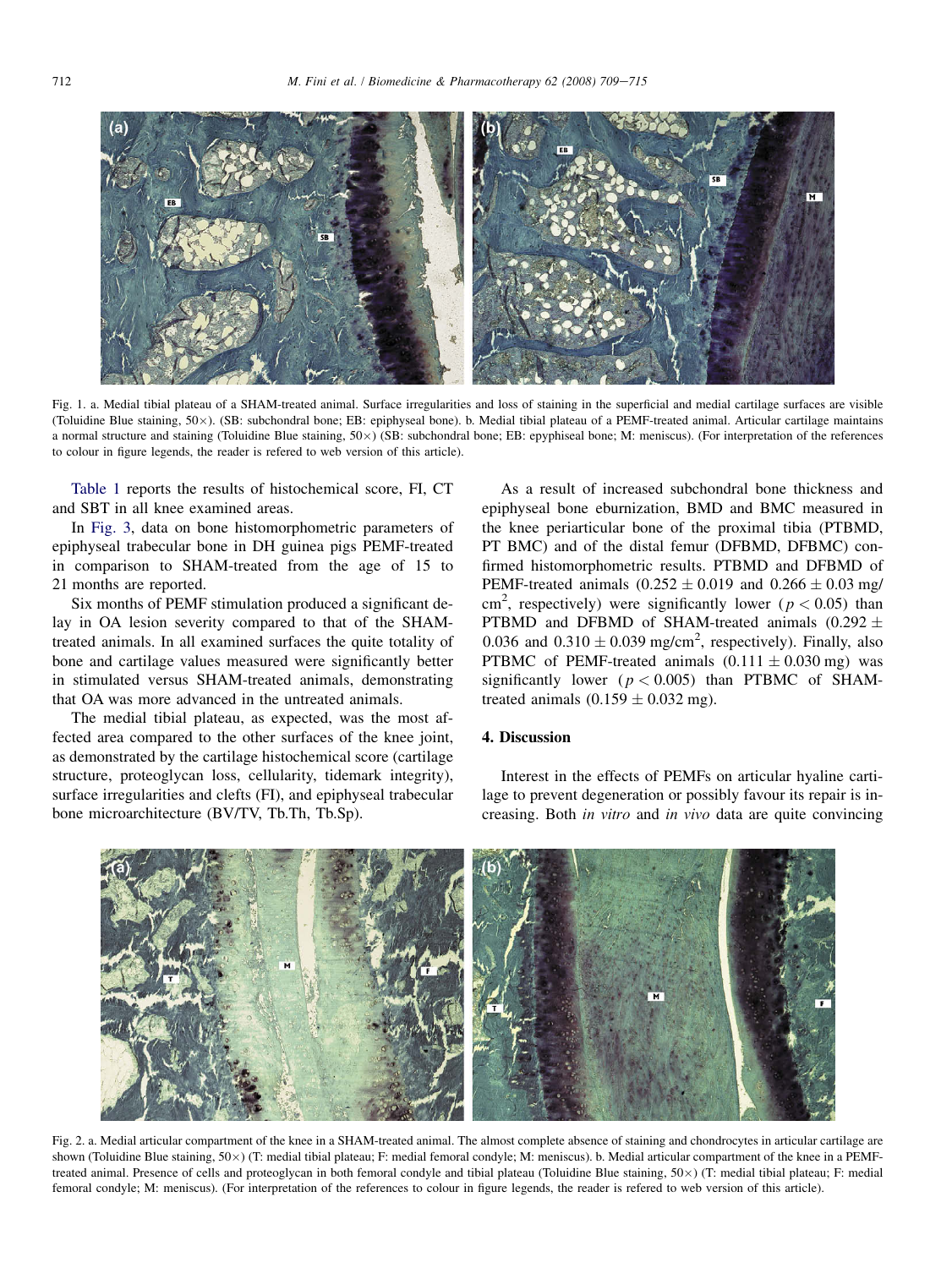Fig. 1. a. Medial tibial plateau of a SHAM-treated animal. Surface irregularities and loss of staining in the superficial and medial cartilage surfaces are visible (Toluidine Blue staining, 50×). (SB: subchondral bone; EB: epiphyseal bone). b. Medial tibial plateau of a PEMF-treated animal. Articular cartilage maintains a normal structure and staining (Toluidine Blue staining, 50×) (SB: subchondral bone; EB: epyphiseal bone; M: meniscus). (For interpretation of the references to colour in figure legends, the reader is refered to web version of this article).

Table 1 reports the results of histochemical score, FI, CT and SBT in all knee examined areas.

In Fig. 3, data on bone histomorphometric parameters of epiphyseal trabecular bone in DH guinea pigs PEMF-treated in comparison to SHAM-treated from the age of 15 to 21 months are reported.

Six months of PEMF stimulation produced a significant delay in OA lesion severity compared to that of the SHAM-treated animals. In all examined surfaces the quite totality of bone and cartilage values measured were significantly better in stimulated versus SHAM-treated animals, demonstrating that OA was more advanced in the untreated animals.

The medial tibial plateau, as expected, was the most affected area compared to the other surfaces of the knee joint, as demonstrated by the cartilage histochemical score (cartilage structure, proteoglycan loss, cellularity, tidemark integrity), surface irregularities and clefts (FI), and epiphyseal trabecular bone microarchitecture (BV/TV, Tb.Th, Tb.Sp).

As a result of increased subchondral bone thickness and epiphyseal bone eburnization, BMD and BMC measured in the knee periarticular bone of the proximal tibia (PTBMD, PT BMC) and of the distal femur (DFBMD, DFBMC) confirmed histomorphometric results. PTBMD and DFBMD of PEMF-treated animals ($0.252 \pm 0.019$ and $0.266 \pm 0.03$ mg/cm$^2$, respectively) were significantly lower ($p < 0.05$) than PTBMD and DFBMD of SHAM-treated animals ($0.292 \pm 0.036$ and $0.310 \pm 0.039$ mg/cm$^2$, respectively). Finally, also PTBMC of PEMF-treated animals ($0.111 \pm 0.030$ mg) was significantly lower ($p < 0.005$) than PTBMC of SHAM-treated animals ($0.159 \pm 0.032$ mg).

## 4. Discussion

Interest in the effects of PEMFs on articular hyaline cartilage to prevent degeneration or possibly favour its repair is increasing. Both *in vitro* and *in vivo* data are quite convincing

Fig. 2. a. Medial articular compartment of the knee in a SHAM-treated animal. The almost complete absence of staining and chondrocytes in articular cartilage are shown (Toluidine Blue staining, 50×) (T: medial tibial plateau; F: medial femoral condyle; M: meniscus). b. Medial articular compartment of the knee in a PEMF-treated animal. Presence of cells and proteoglycan in both femoral condyle and tibial plateau (Toluidine Blue staining, 50×) (T: medial tibial plateau; F: medial femoral condyle; M: meniscus). (For interpretation of the references to colour in figure legends, the reader is refered to web version of this article).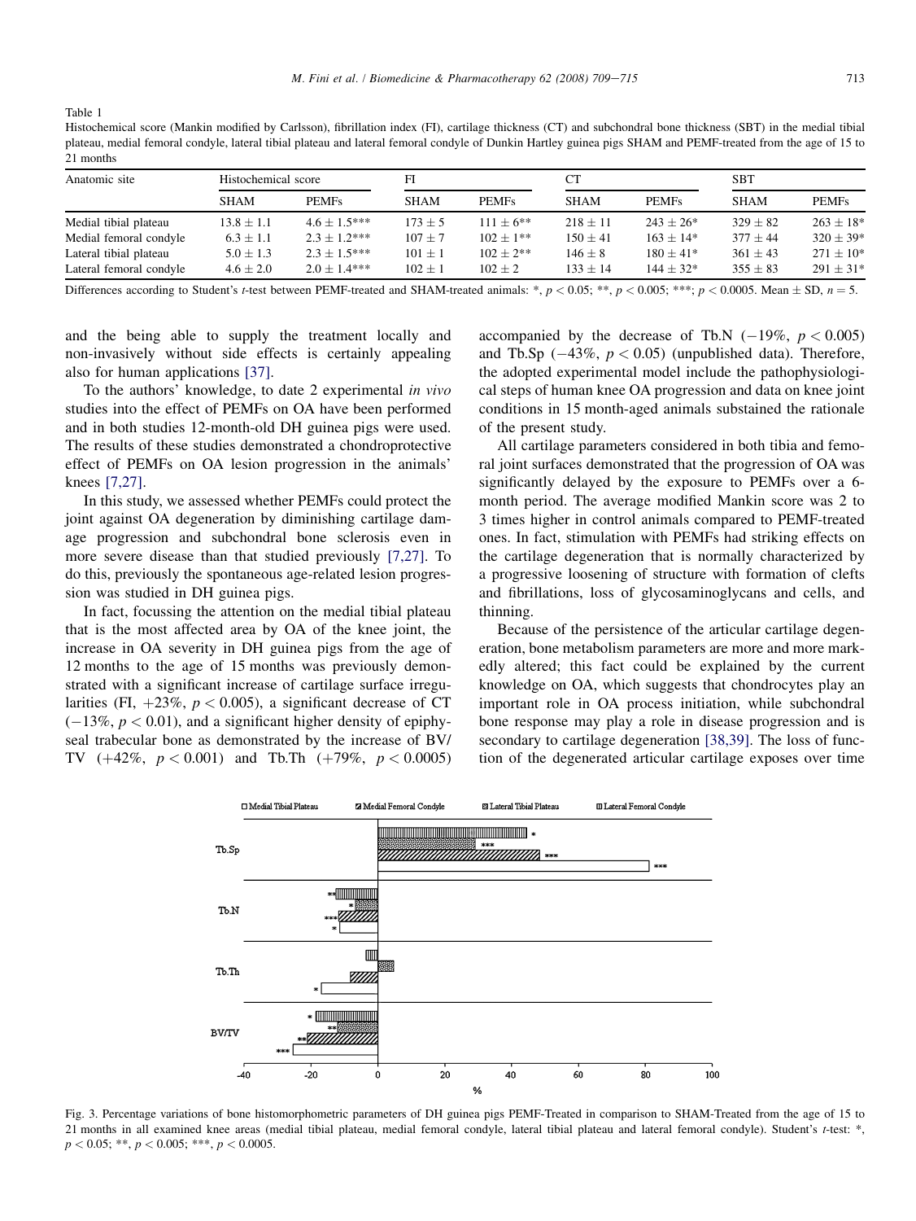Table 1
Histochemical score (Mankin modified by Carlsson), fibrillation index (FI), cartilage thickness (CT) and subchondral bone thickness (SBT) in the medial tibial plateau, medial femoral condyle, lateral tibial plateau and lateral femoral condyle of Dunkin Hartley guinea pigs SHAM and PEMF-treated from the age of 15 to 21 months

| Anatomic site | Histochemical score | | FI | | CT | | SBT | |
|---|---|---|---|---|---|---|---|---|
| | SHAM | PEMFs | SHAM | PEMFs | SHAM | PEMFs | SHAM | PEMFs |
| Medial tibial plateau | 13.8 ± 1.1 | 4.6 ± 1.5*** | 173 ± 5 | 111 ± 6** | 218 ± 11 | 243 ± 26* | 329 ± 82 | 263 ± 18* |
| Medial femoral condyle | 6.3 ± 1.1 | 2.3 ± 1.2*** | 107 ± 7 | 102 ± 1** | 150 ± 41 | 163 ± 14* | 377 ± 44 | 320 ± 39* |
| Lateral tibial plateau | 5.0 ± 1.3 | 2.3 ± 1.5*** | 101 ± 1 | 102 ± 2** | 146 ± 8 | 180 ± 41* | 361 ± 43 | 271 ± 10* |
| Lateral femoral condyle | 4.6 ± 2.0 | 2.0 ± 1.4*** | 102 ± 1 | 102 ± 2 | 133 ± 14 | 144 ± 32* | 355 ± 83 | 291 ± 31* |

Differences according to Student's *t*-test between PEMF-treated and SHAM-treated animals: *, $p < 0.05$; **, $p < 0.005$; ***, $p < 0.0005$. Mean ± SD, $n = 5$.

and the being able to supply the treatment locally and non-invasively without side effects is certainly appealing also for human applications [37].

To the authors' knowledge, to date 2 experimental *in vivo* studies into the effect of PEMFs on OA have been performed and in both studies 12-month-old DH guinea pigs were used. The results of these studies demonstrated a chondroprotective effect of PEMFs on OA lesion progression in the animals' knees [7,27].

In this study, we assessed whether PEMFs could protect the joint against OA degeneration by diminishing cartilage damage progression and subchondral bone sclerosis even in more severe disease than that studied previously [7,27]. To do this, previously the spontaneous age-related lesion progression was studied in DH guinea pigs.

In fact, focussing the attention on the medial tibial plateau that is the most affected area by OA of the knee joint, the increase in OA severity in DH guinea pigs from the age of 12 months to the age of 15 months was previously demonstrated with a significant increase of cartilage surface irregularities (FI, +23%, $p < 0.005$), a significant decrease of CT (−13%, $p < 0.01$), and a significant higher density of epiphyseal trabecular bone as demonstrated by the increase of BV/TV (+42%, $p < 0.001$) and Tb.Th (+79%, $p < 0.0005$) accompanied by the decrease of Tb.N (−19%, $p < 0.005$) and Tb.Sp (−43%, $p < 0.05$) (unpublished data). Therefore, the adopted experimental model include the pathophysiological steps of human knee OA progression and data on knee joint conditions in 15 month-aged animals substained the rationale of the present study.

All cartilage parameters considered in both tibia and femoral joint surfaces demonstrated that the progression of OA was significantly delayed by the exposure to PEMFs over a 6-month period. The average modified Mankin score was 2 to 3 times higher in control animals compared to PEMF-treated ones. In fact, stimulation with PEMFs had striking effects on the cartilage degeneration that is normally characterized by a progressive loosening of structure with formation of clefts and fibrillations, loss of glycosaminoglycans and cells, and thinning.

Because of the persistence of the articular cartilage degeneration, bone metabolism parameters are more and more markedly altered; this fact could be explained by the current knowledge on OA, which suggests that chondrocytes play an important role in OA process initiation, while subchondral bone response may play a role in disease progression and is secondary to cartilage degeneration [38,39]. The loss of function of the degenerated articular cartilage exposes over time

Fig. 3. Percentage variations of bone histomorphometric parameters of DH guinea pigs PEMF-Treated in comparison to SHAM-Treated from the age of 15 to 21 months in all examined knee areas (medial tibial plateau, medial femoral condyle, lateral tibial plateau and lateral femoral condyle). Student's *t*-test: *, $p < 0.05$; **, $p < 0.005$; ***, $p < 0.0005$.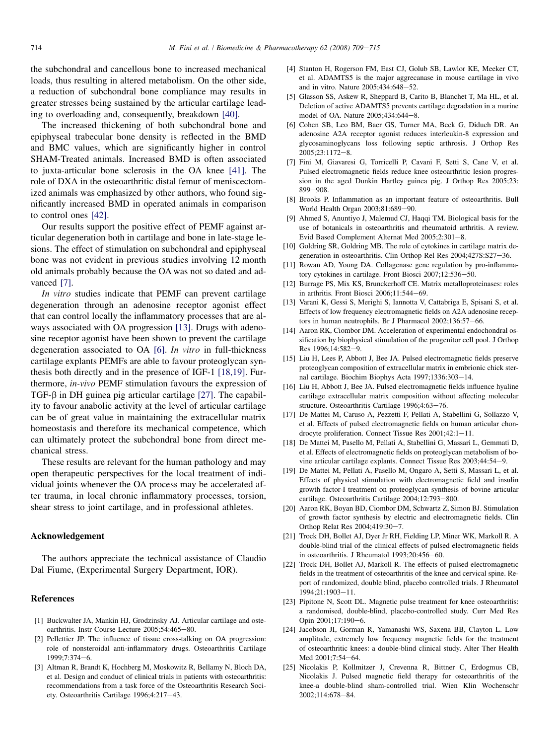the subchondral and cancellous bone to increased mechanical loads, thus resulting in altered metabolism. On the other side, a reduction of subchondral bone compliance may results in greater stresses being sustained by the articular cartilage leading to overloading and, consequently, breakdown [40].

The increased thickening of both subchondral bone and epiphyseal trabecular bone density is reflected in the BMD and BMC values, which are significantly higher in control SHAM-Treated animals. Increased BMD is often associated to juxta-articular bone sclerosis in the OA knee [41]. The role of DXA in the osteoarthritic distal femur of meniscectomized animals was emphasized by other authors, who found significantly increased BMD in operated animals in comparison to control ones [42].

Our results support the positive effect of PEMF against articular degeneration both in cartilage and bone in late-stage lesions. The effect of stimulation on subchondral and epiphyseal bone was not evident in previous studies involving 12 month old animals probably because the OA was not so dated and advanced [7].

*In vitro* studies indicate that PEMF can prevent cartilage degeneration through an adenosine receptor agonist effect that can control locally the inflammatory processes that are always associated with OA progression [13]. Drugs with adenosine receptor agonist have been shown to prevent the cartilage degeneration associated to OA [6]. *In vitro* in full-thickness cartilage explants PEMFs are able to favour proteoglycan synthesis both directly and in the presence of IGF-1 [18,19]. Furthermore, *in-vivo* PEMF stimulation favours the expression of TGF-β in DH guinea pig articular cartilage [27]. The capability to favour anabolic activity at the level of articular cartilage can be of great value in maintaining the extracellular matrix homeostasis and therefore its mechanical competence, which can ultimately protect the subchondral bone from direct mechanical stress.

These results are relevant for the human pathology and may open therapeutic perspectives for the local treatment of individual joints whenever the OA process may be accelerated after trauma, in local chronic inflammatory processes, torsion, shear stress to joint cartilage, and in professional athletes.

## Acknowledgement

The authors appreciate the technical assistance of Claudio Dal Fiume, (Experimental Surgery Department, IOR).

## References

[1] Buckwalter JA, Mankin HJ, Grodzinsky AJ. Articular cartilage and osteoarthritis. Instr Course Lecture 2005;54:465–80.

[2] Pellettier JP. The influence of tissue cross-talking on OA progression: role of nonsteroidal anti-inflammatory drugs. Osteoarthritis Cartilage 1999;7:374–6.

[3] Altman R, Brandt K, Hochberg M, Moskowitz R, Bellamy N, Bloch DA, et al. Design and conduct of clinical trials in patients with osteoarthritis: recommendations from a task force of the Osteoarthritis Research Society. Osteoarthritis Cartilage 1996;4:217–43.

[4] Stanton H, Rogerson FM, East CJ, Golub SB, Lawlor KE, Meeker CT, et al. ADAMTS5 is the major aggrecanase in mouse cartilage in vivo and in vitro. Nature 2005;434:648–52.

[5] Glasson SS, Askew R, Sheppard B, Carito B, Blanchet T, Ma HL, et al. Deletion of active ADAMTS5 prevents cartilage degradation in a murine model of OA. Nature 2005;434:644–8.

[6] Cohen SB, Leo BM, Baer GS, Turner MA, Beck G, Diduch DR. An adenosine A2A receptor agonist reduces interleukin-8 expression and glycosaminoglycans loss following septic arthrosis. J Orthop Res 2005;23:1172–8.

[7] Fini M, Giavaresi G, Torricelli P, Cavani F, Setti S, Cane V, et al. Pulsed electromagnetic fields reduce knee osteoarthritic lesion progression in the aged Dunkin Hartley guinea pig. J Orthop Res 2005;23: 899–908.

[8] Brooks P. Inflammation as an important feature of osteoarthritis. Bull World Health Organ 2003;81:689–90.

[9] Ahmed S, Anuntiyo J, Malemud CJ, Haqqi TM. Biological basis for the use of botanicals in osteoarthritis and rheumatoid arthritis. A review. Evid Based Complement Alternat Med 2005;2:301–8.

[10] Goldring SR, Goldring MB. The role of cytokines in cartilage matrix degeneration in osteoarthritis. Clin Orthop Rel Res 2004;427S:S27–36.

[11] Rowan AD, Young DA. Collagenase gene regulation by pro-inflammatory cytokines in cartilage. Front Biosci 2007;12:536–50.

[12] Burrage PS, Mix KS, Brunckerhoff CE. Matrix metalloproteinases: roles in arthritis. Front Biosci 2006;11:544–69.

[13] Varani K, Gessi S, Merighi S, Iannotta V, Cattabriga E, Spisani S, et al. Effects of low frequency electromagnetic fields on A2A adenosine receptors in human neutrophils. Br J Pharmacol 2002;136:57–66.

[14] Aaron RK, Ciombor DM. Acceleration of experimental endochondral ossification by biophysical stimulation of the progenitor cell pool. J Orthop Res 1996;14:582–9.

[15] Liu H, Lees P, Abbott J, Bee JA. Pulsed electromagnetic fields preserve proteoglycan composition of extracellular matrix in embrionic chick sternal cartilage. Biochim Biophys Acta 1997;1336:303–14.

[16] Liu H, Abbott J, Bee JA. Pulsed electromagnetic fields influence hyaline cartilage extracellular matrix composition without affecting molecular structure. Osteoarthritis Cartilage 1996;4:63–76.

[17] De Mattei M, Caruso A, Pezzetti F, Pellati A, Stabellini G, Sollazzo V, et al. Effects of pulsed electromagnetic fields on human articular chondrocyte proliferation. Connect Tissue Res 2001;42:1–11.

[18] De Mattei M, Pasello M, Pellati A, Stabellini G, Massari L, Gemmati D, et al. Effects of electromagnetic fields on proteoglycan metabolism of bovine articular cartilage explants. Connect Tissue Res 2003;44:54–9.

[19] De Mattei M, Pellati A, Pasello M, Ongaro A, Setti S, Massari L, et al. Effects of physical stimulation with electromagnetic field and insulin growth factor-I treatment on proteoglycan synthesis of bovine articular cartilage. Osteoarthritis Cartilage 2004;12:793–800.

[20] Aaron RK, Boyan BD, Ciombor DM, Schwartz Z, Simon BJ. Stimulation of growth factor synthesis by electric and electromagnetic fields. Clin Orthop Relat Res 2004;419:30–7.

[21] Trock DH, Bollet AJ, Dyer Jr RH, Fielding LP, Miner WK, Markoll R. A double-blind trial of the clinical effects of pulsed electromagnetic fields in osteoarthritis. J Rheumatol 1993;20:456–60.

[22] Trock DH, Bollet AJ, Markoll R. The effects of pulsed electromagnetic fields in the treatment of osteoarthritis of the knee and cervical spine. Report of randomized, double blind, placebo controlled trials. J Rheumatol 1994;21:1903–11.

[23] Pipitone N, Scott DL. Magnetic pulse treatment for knee osteoarthritis: a randomised, double-blind, placebo-controlled study. Curr Med Res Opin 2001;17:190–6.

[24] Jacobson JI, Gorman R, Yamanashi WS, Saxena BB, Clayton L. Low amplitude, extremely low frequency magnetic fields for the treatment of osteoarthritic knees: a double-blind clinical study. Alter Ther Health Med 2001;7:54–64.

[25] Nicolakis P, Kollmitzer J, Crevenna R, Bittner C, Erdogmus CB, Nicolakis J. Pulsed magnetic field therapy for osteoarthritis of the knee-a double-blind sham-controlled trial. Wien Klin Wochenschr 2002;114:678–84.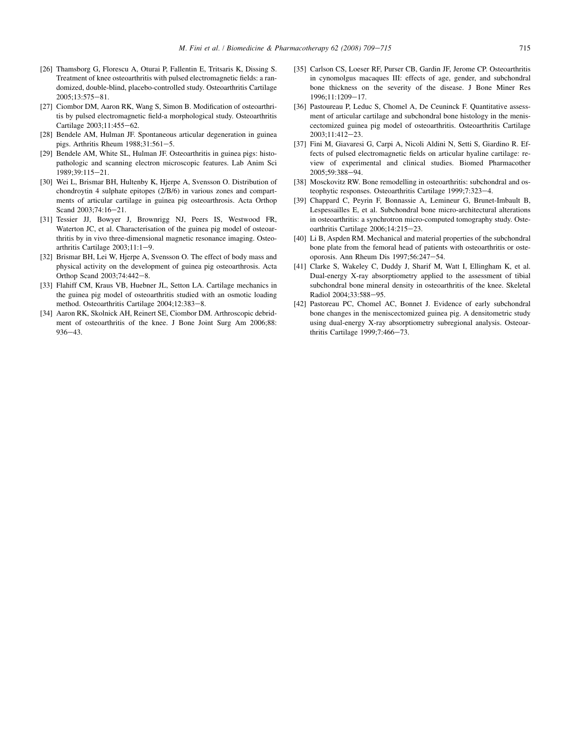[26] Thamsborg G, Florescu A, Oturai P, Fallentin E, Tritsaris K, Dissing S. Treatment of knee osteoarthritis with pulsed electromagnetic fields: a randomized, double-blind, placebo-controlled study. Osteoarthritis Cartilage 2005;13:575–81.

[27] Ciombor DM, Aaron RK, Wang S, Simon B. Modification of osteoarthritis by pulsed electromagnetic field-a morphological study. Osteoarthritis Cartilage 2003;11:455–62.

[28] Bendele AM, Hulman JF. Spontaneous articular degeneration in guinea pigs. Arthritis Rheum 1988;31:561–5.

[29] Bendele AM, White SL, Hulman JF. Osteoarthritis in guinea pigs: histopathologic and scanning electron microscopic features. Lab Anim Sci 1989;39:115–21.

[30] Wei L, Brismar BH, Hultenby K, Hjerpe A, Svensson O. Distribution of chondroytin 4 sulphate epitopes (2/B/6) in various zones and compartments of articular cartilage in guinea pig osteoarthrosis. Acta Orthop Scand 2003;74:16–21.

[31] Tessier JJ, Bowyer J, Brownrigg NJ, Peers IS, Westwood FR, Waterton JC, et al. Characterisation of the guinea pig model of osteoarthritis by in vivo three-dimensional magnetic resonance imaging. Osteoarthritis Cartilage 2003;11:1–9.

[32] Brismar BH, Lei W, Hjerpe A, Svensson O. The effect of body mass and physical activity on the development of guinea pig osteoarthrosis. Acta Orthop Scand 2003;74:442–8.

[33] Flahiff CM, Kraus VB, Huebner JL, Setton LA. Cartilage mechanics in the guinea pig model of osteoarthritis studied with an osmotic loading method. Osteoarthritis Cartilage 2004;12:383–8.

[34] Aaron RK, Skolnick AH, Reinert SE, Ciombor DM. Arthroscopic debridment of osteoarthritis of the knee. J Bone Joint Surg Am 2006;88: 936–43.

[35] Carlson CS, Loeser RF, Purser CB, Gardin JF, Jerome CP. Osteoarthritis in cynomolgus macaques III: effects of age, gender, and subchondral bone thickness on the severity of the disease. J Bone Miner Res 1996;11:1209–17.

[36] Pastoureau P, Leduc S, Chomel A, De Ceuninck F. Quantitative assessment of articular cartilage and subchondral bone histology in the meniscectomized guinea pig model of osteoarthritis. Osteoarthritis Cartilage 2003;11:412–23.

[37] Fini M, Giavaresi G, Carpi A, Nicoli Aldini N, Setti S, Giardino R. Effects of pulsed electromagnetic fields on articular hyaline cartilage: review of experimental and clinical studies. Biomed Pharmacother 2005;59:388–94.

[38] Mosckovitz RW. Bone remodelling in osteoarthritis: subchondral and osteophytic responses. Osteoarthritis Cartilage 1999;7:323–4.

[39] Chappard C, Peyrin F, Bonnassie A, Lemineur G, Brunet-Imbault B, Lespessailles E, et al. Subchondral bone micro-architectural alterations in osteoarthritis: a synchrotron micro-computed tomography study. Osteoarthritis Cartilage 2006;14:215–23.

[40] Li B, Aspden RM. Mechanical and material properties of the subchondral bone plate from the femoral head of patients with osteoarthritis or osteoporosis. Ann Rheum Dis 1997;56:247–54.

[41] Clarke S, Wakeley C, Duddy J, Sharif M, Watt I, Ellingham K, et al. Dual-energy X-ray absorptiometry applied to the assessment of tibial subchondral bone mineral density in osteoarthritis of the knee. Skeletal Radiol 2004;33:588–95.

[42] Pastoreau PC, Chomel AC, Bonnet J. Evidence of early subchondral bone changes in the meniscectomized guinea pig. A densitometric study using dual-energy X-ray absorptiometry subregional analysis. Osteoarthritis Cartilage 1999;7:466–73.